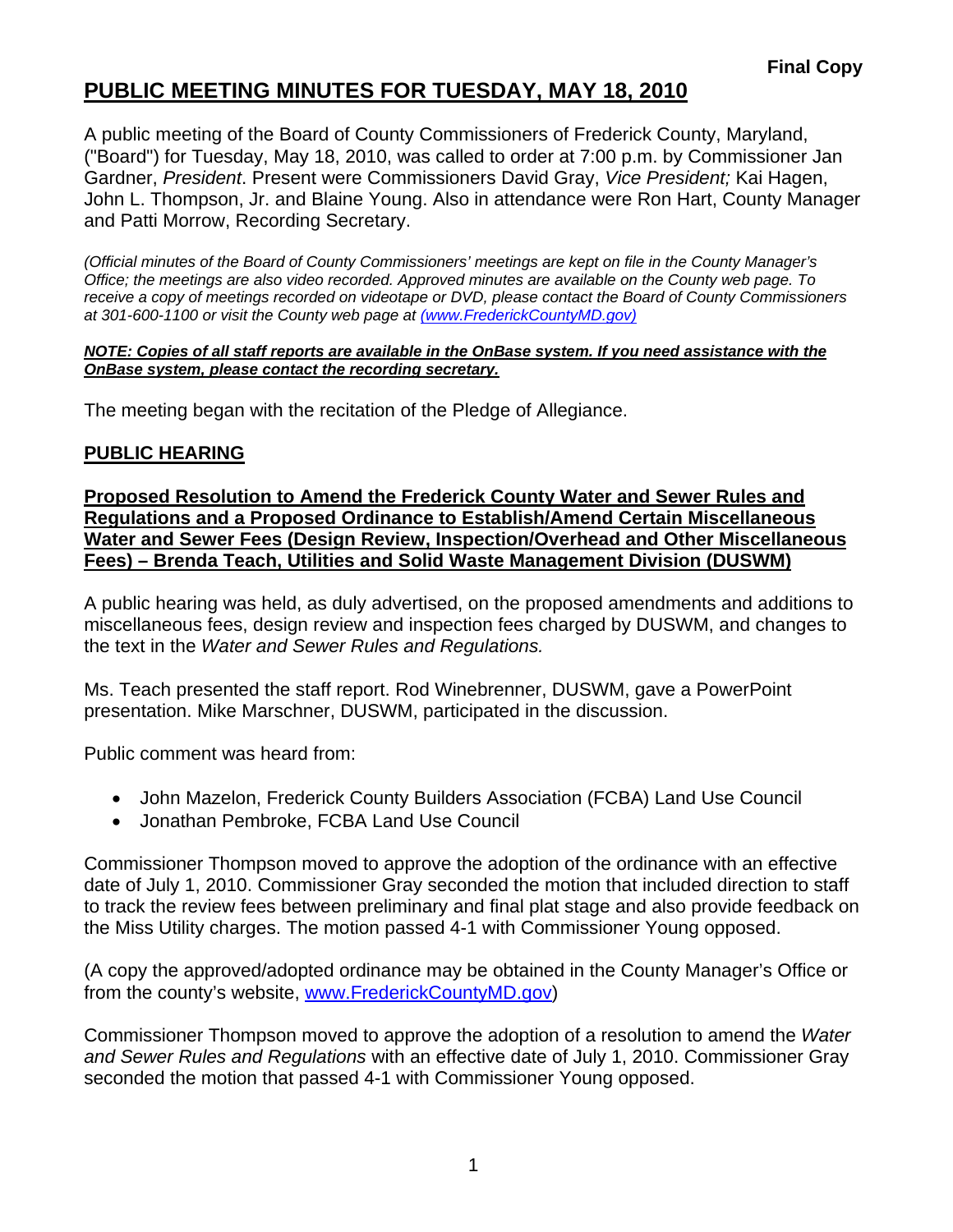**Final Copy**

# PUBLIC MEETING MINUTES FOR TUESDAY, MAY 18, 2010

A public meeting of the Board of County Commissioners of Frederick County, Maryland, ("Board") for Tuesday, May 18, 2010, was called to order at 7:00 p.m. by Commissioner Jan Gardner, *President*. Present were Commissioners David Gray, *Vice President;* Kai Hagen, John L. Thompson, Jr. and Blaine Young. Also in attendance were Ron Hart, County Manager and Patti Morrow, Recording Secretary.

*(Official minutes of the Board of County Commissioners' meetings are kept on file in the County Manager's Office; the meetings are also video recorded. Approved minutes are available on the County web page. To receive a copy of meetings recorded on videotape or DVD, please contact the Board of County Commissioners at 301-600-1100 or visit the County web page at (www.FrederickCountyMD.gov)*

***NOTE: Copies of all staff reports are available in the OnBase system. If you need assistance with the OnBase system, please contact the recording secretary.***

The meeting began with the recitation of the Pledge of Allegiance.

## PUBLIC HEARING

### Proposed Resolution to Amend the Frederick County Water and Sewer Rules and Regulations and a Proposed Ordinance to Establish/Amend Certain Miscellaneous Water and Sewer Fees (Design Review, Inspection/Overhead and Other Miscellaneous Fees) – Brenda Teach, Utilities and Solid Waste Management Division (DUSWM)

A public hearing was held, as duly advertised, on the proposed amendments and additions to miscellaneous fees, design review and inspection fees charged by DUSWM, and changes to the text in the *Water and Sewer Rules and Regulations.*

Ms. Teach presented the staff report. Rod Winebrenner, DUSWM, gave a PowerPoint presentation. Mike Marschner, DUSWM, participated in the discussion.

Public comment was heard from:

- John Mazelon, Frederick County Builders Association (FCBA) Land Use Council
- Jonathan Pembroke, FCBA Land Use Council

Commissioner Thompson moved to approve the adoption of the ordinance with an effective date of July 1, 2010. Commissioner Gray seconded the motion that included direction to staff to track the review fees between preliminary and final plat stage and also provide feedback on the Miss Utility charges. The motion passed 4-1 with Commissioner Young opposed.

(A copy the approved/adopted ordinance may be obtained in the County Manager's Office or from the county's website, www.FrederickCountyMD.gov)

Commissioner Thompson moved to approve the adoption of a resolution to amend the *Water and Sewer Rules and Regulations* with an effective date of July 1, 2010. Commissioner Gray seconded the motion that passed 4-1 with Commissioner Young opposed.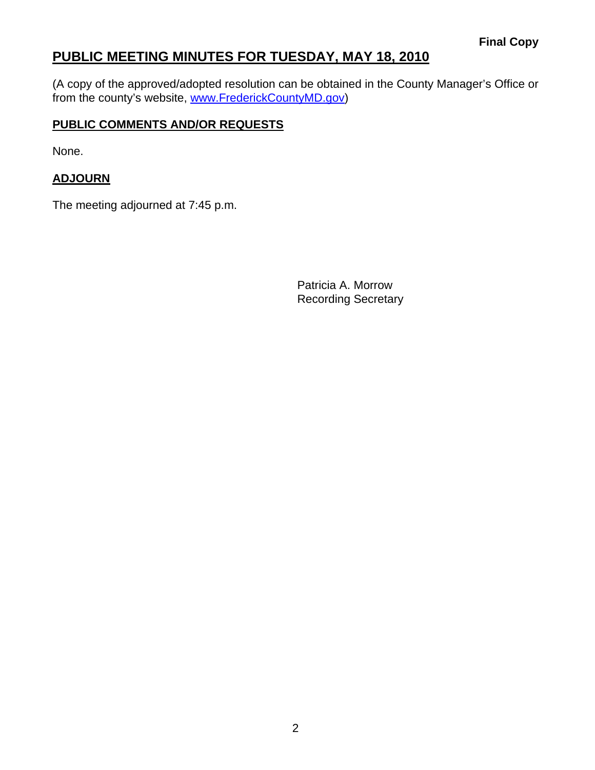**Final Copy**

# PUBLIC MEETING MINUTES FOR TUESDAY, MAY 18, 2010

(A copy of the approved/adopted resolution can be obtained in the County Manager's Office or from the county's website, www.FrederickCountyMD.gov)

## PUBLIC COMMENTS AND/OR REQUESTS

None.

## ADJOURN

The meeting adjourned at 7:45 p.m.

Patricia A. Morrow
Recording Secretary